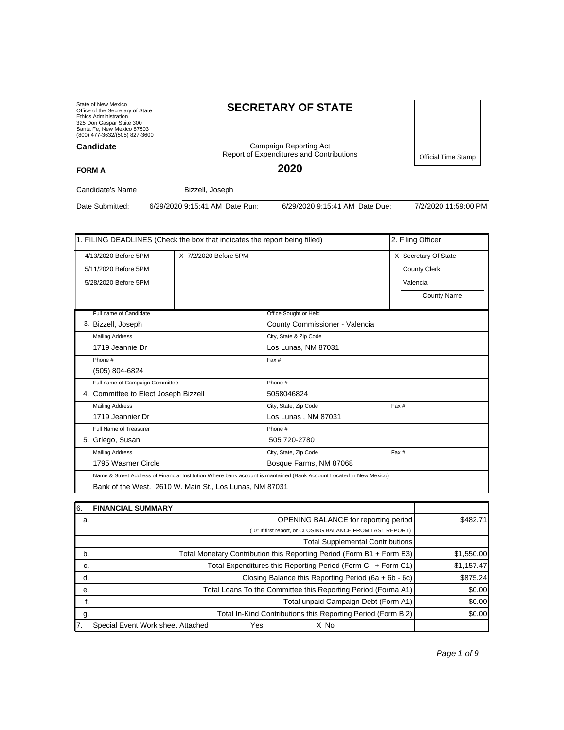State of New Mexico
Office of the Secretary of State
Ethics Administration
325 Don Gaspar Suite 300
Santa Fe, New Mexico 87503
(800) 477-3632/(505) 827-3600

# SECRETARY OF STATE

**Candidate**

Campaign Reporting Act
Report of Expenditures and Contributions

Official Time Stamp

**FORM A**

## 2020

Candidate's Name: Bizzell, Joseph

Date Submitted: 6/29/2020 9:15:41 AM Date Run: 6/29/2020 9:15:41 AM Date Due: 7/2/2020 11:59:00 PM

| 1. FILING DEADLINES (Check the box that indicates the report being filled) | | 2. Filing Officer |
|---|---|---|
| 4/13/2020 Before 5PM | X 7/2/2020 Before 5PM | X Secretary Of State |
| 5/11/2020 Before 5PM | | County Clerk |
| 5/28/2020 Before 5PM | | Valencia |
| | | County Name |

| | | | |
|---|---|---|---|
| 3. | Full name of Candidate: Bizzell, Joseph | Office Sought or Held: County Commissioner - Valencia | |
| | Mailing Address: 1719 Jeannie Dr | City, State & Zip Code: Los Lunas, NM 87031 | |
| | Phone #: (505) 804-6824 | Fax #: | |
| 4. | Full name of Campaign Committee: Committee to Elect Joseph Bizzell | Phone #: 5058046824 | |
| | Mailing Address: 1719 Jeannier Dr | City, State, Zip Code: Los Lunas , NM 87031 | Fax #: |
| 5. | Full Name of Treasurer: Griego, Susan | Phone #: 505 720-2780 | |
| | Mailing Address: 1795 Wasmer Circle | City, State, Zip Code: Bosque Farms, NM 87068 | Fax #: |
| | Name & Street Address of Financial Institution Where bank account is mantained (Bank Account Located in New Mexico): Bank of the West. 2610 W. Main St., Los Lunas, NM 87031 | | |

| 6. | FINANCIAL SUMMARY | |
|---|---|---|
| a. | OPENING BALANCE for reporting period ("0" If first report, or CLOSING BALANCE FROM LAST REPORT) | $482.71 |
| | Total Supplemental Contributions | |
| b. | Total Monetary Contribution this Reporting Period (Form B1 + Form B3) | $1,550.00 |
| c. | Total Expenditures this Reporting Period (Form C + Form C1) | $1,157.47 |
| d. | Closing Balance this Reporting Period (6a + 6b - 6c) | $875.24 |
| e. | Total Loans To the Committee this Reporting Period (Forma A1) | $0.00 |
| f. | Total unpaid Campaign Debt (Form A1) | $0.00 |
| g. | Total In-Kind Contributions this Reporting Period (Form B 2) | $0.00 |
| 7. | Special Event Work sheet Attached Yes X No | |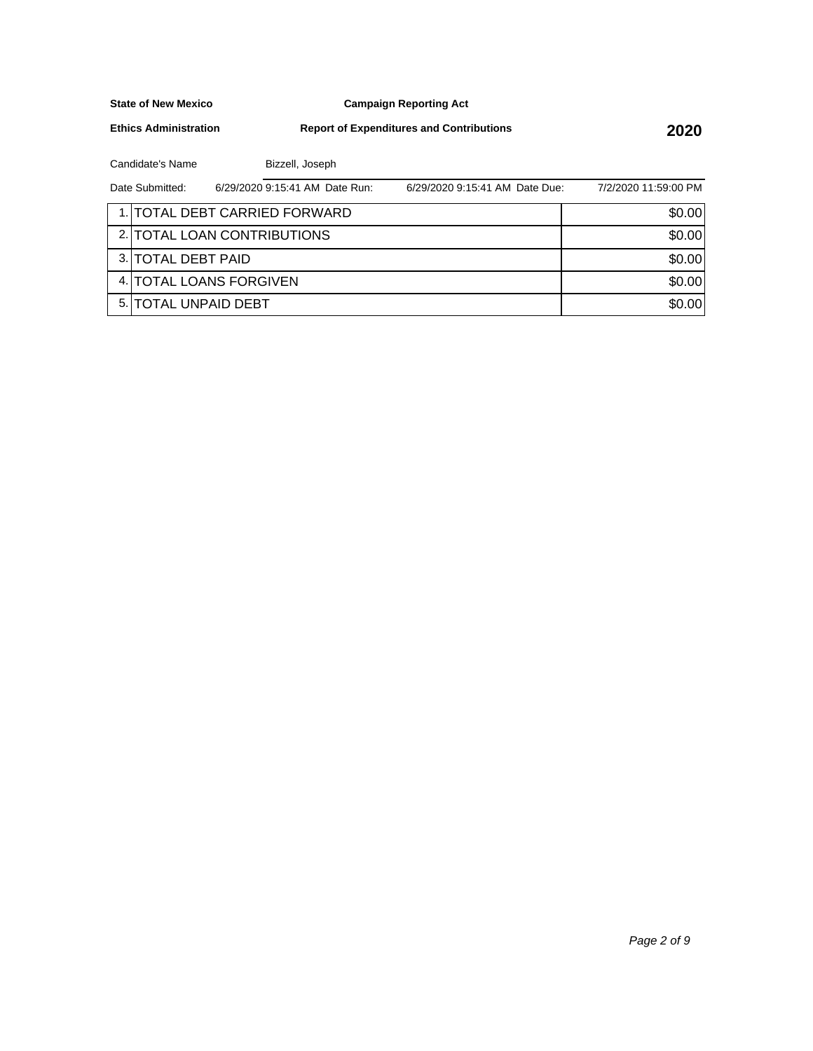**State of New Mexico** | **Campaign Reporting Act**

**Ethics Administration** | **Report of Expenditures and Contributions** | **2020**

Candidate's Name: Bizzell, Joseph

Date Submitted: 6/29/2020 9:15:41 AM | Date Run: 6/29/2020 9:15:41 AM | Date Due: 7/2/2020 11:59:00 PM

| # | Item | Amount |
|---|---|---|
| 1. | TOTAL DEBT CARRIED FORWARD | $0.00 |
| 2. | TOTAL LOAN CONTRIBUTIONS | $0.00 |
| 3. | TOTAL DEBT PAID | $0.00 |
| 4. | TOTAL LOANS FORGIVEN | $0.00 |
| 5. | TOTAL UNPAID DEBT | $0.00 |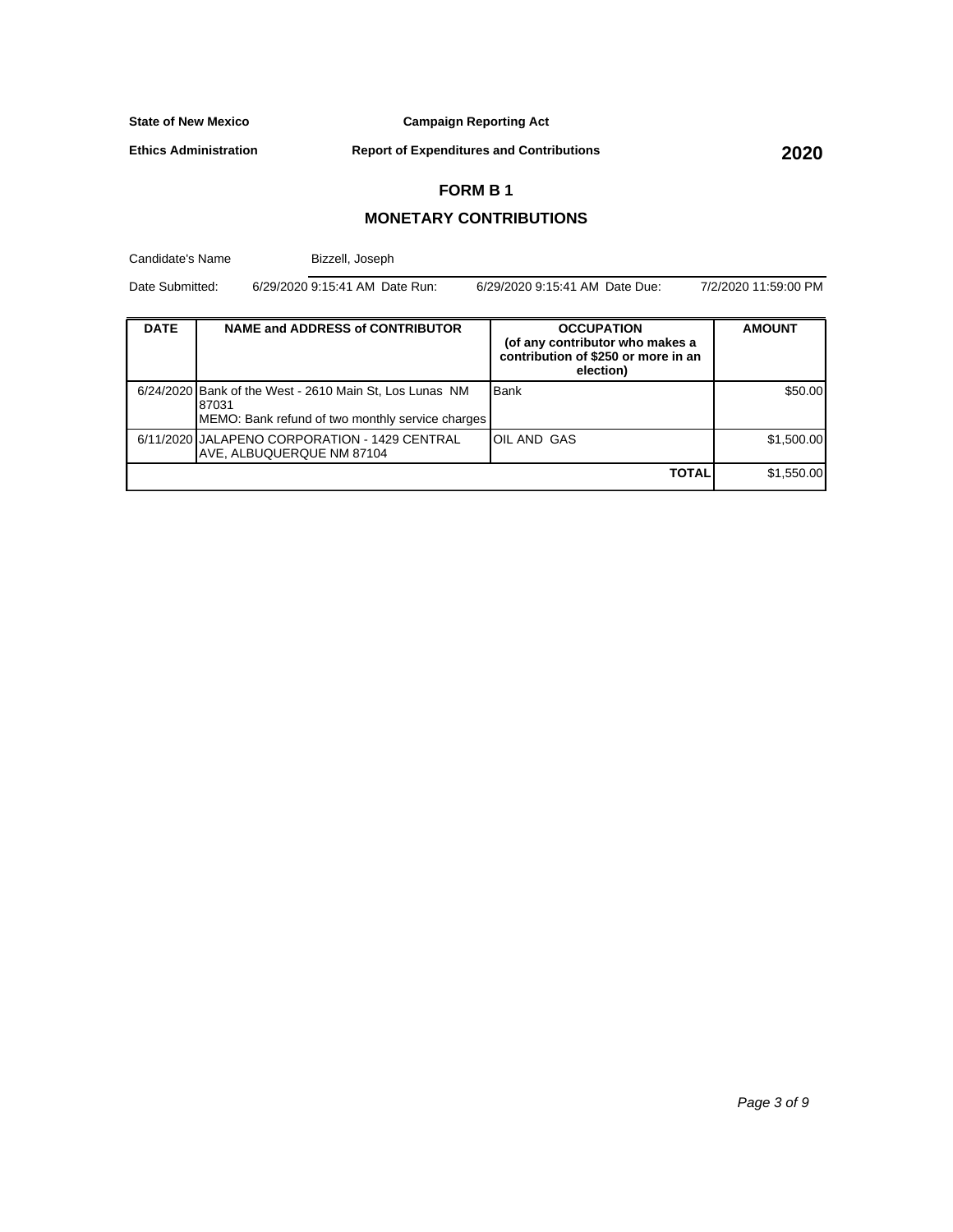**State of New Mexico** **Campaign Reporting Act**

**Ethics Administration** **Report of Expenditures and Contributions** **2020**

## FORM B 1

## MONETARY CONTRIBUTIONS

Candidate's Name: Bizzell, Joseph

Date Submitted: 6/29/2020 9:15:41 AM Date Run: 6/29/2020 9:15:41 AM Date Due: 7/2/2020 11:59:00 PM

| DATE | NAME and ADDRESS of CONTRIBUTOR | OCCUPATION (of any contributor who makes a contribution of $250 or more in an election) | AMOUNT |
|---|---|---|---|
| 6/24/2020 | Bank of the West - 2610 Main St, Los Lunas NM 87031<br>MEMO: Bank refund of two monthly service charges | Bank | $50.00 |
| 6/11/2020 | JALAPENO CORPORATION - 1429 CENTRAL AVE, ALBUQUERQUE NM 87104 | OIL AND GAS | $1,500.00 |
| | | **TOTAL** | $1,550.00 |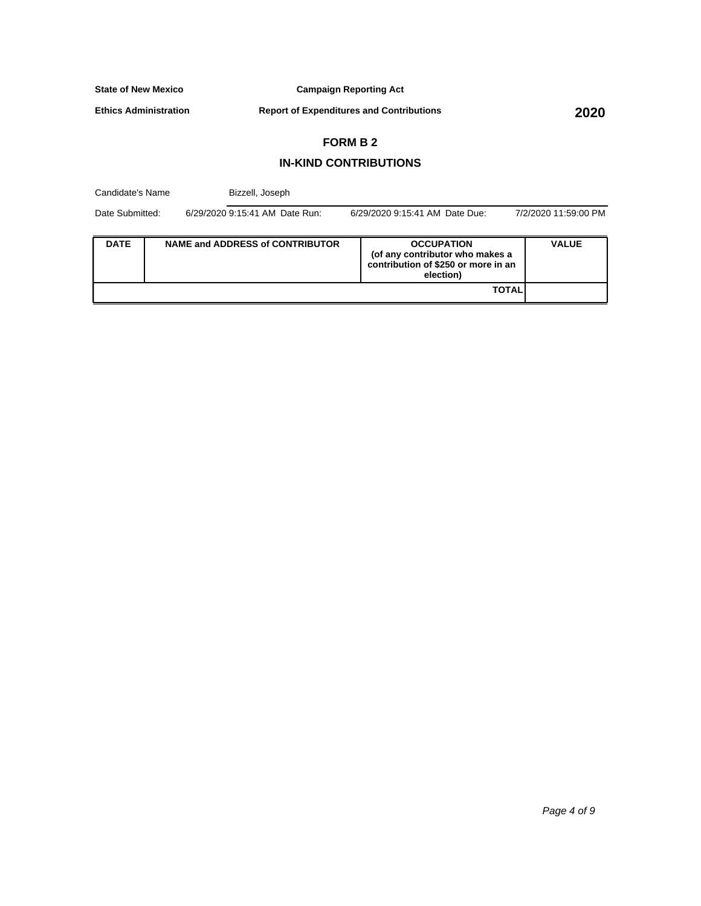**State of New Mexico** **Campaign Reporting Act**

**Ethics Administration** **Report of Expenditures and Contributions** **2020**

## FORM B 2

## IN-KIND CONTRIBUTIONS

Candidate's Name: Bizzell, Joseph

Date Submitted: 6/29/2020 9:15:41 AM Date Run: 6/29/2020 9:15:41 AM Date Due: 7/2/2020 11:59:00 PM

| DATE | NAME and ADDRESS of CONTRIBUTOR | OCCUPATION (of any contributor who makes a contribution of $250 or more in an election) | VALUE |
|---|---|---|---|
| | | **TOTAL** | |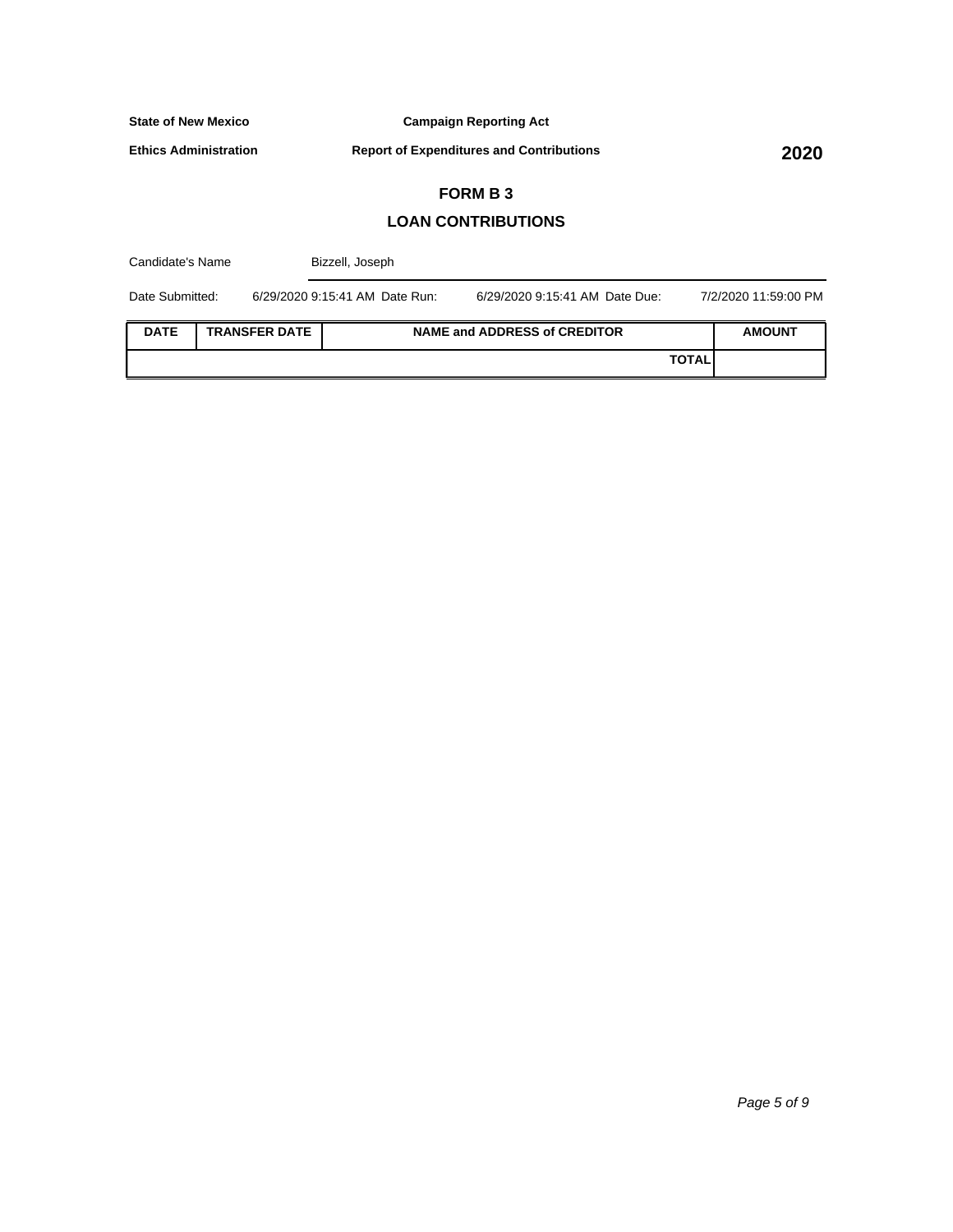**State of New Mexico** | **Campaign Reporting Act**

**Ethics Administration** | **Report of Expenditures and Contributions** | **2020**

## FORM B 3

## LOAN CONTRIBUTIONS

Candidate's Name: Bizzell, Joseph

Date Submitted: 6/29/2020 9:15:41 AM Date Run: 6/29/2020 9:15:41 AM Date Due: 7/2/2020 11:59:00 PM

| DATE | TRANSFER DATE | NAME and ADDRESS of CREDITOR | AMOUNT |
|---|---|---|---|
| | | **TOTAL** | |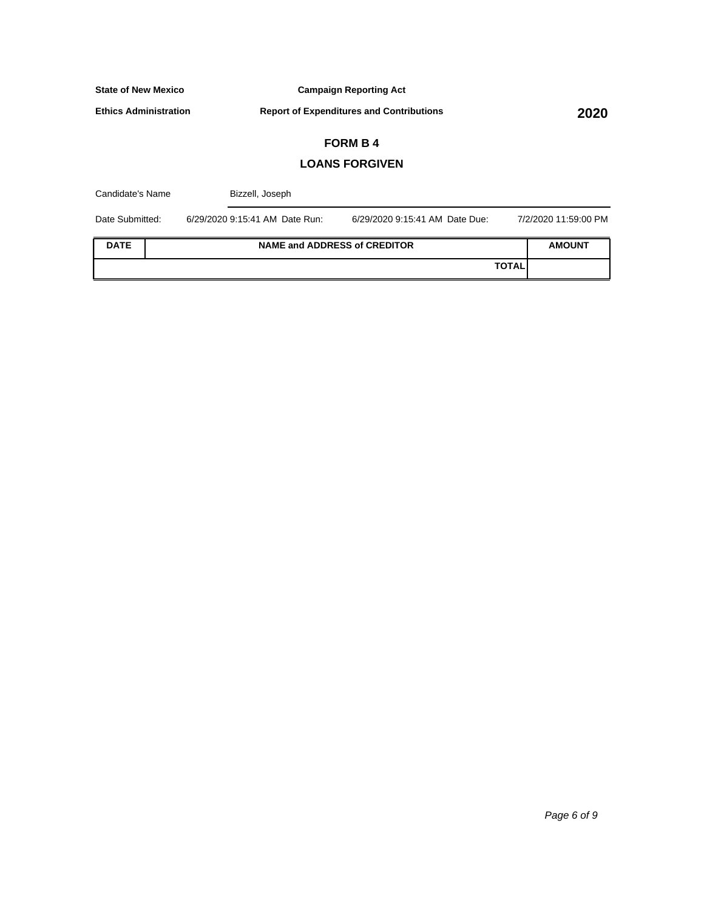**State of New Mexico** **Campaign Reporting Act**

**Ethics Administration** **Report of Expenditures and Contributions** **2020**

## FORM B 4

## LOANS FORGIVEN

Candidate's Name Bizzell, Joseph

Date Submitted: 6/29/2020 9:15:41 AM Date Run: 6/29/2020 9:15:41 AM Date Due: 7/2/2020 11:59:00 PM

| DATE | NAME and ADDRESS of CREDITOR | AMOUNT |
|---|---|---|
| | **TOTAL** | |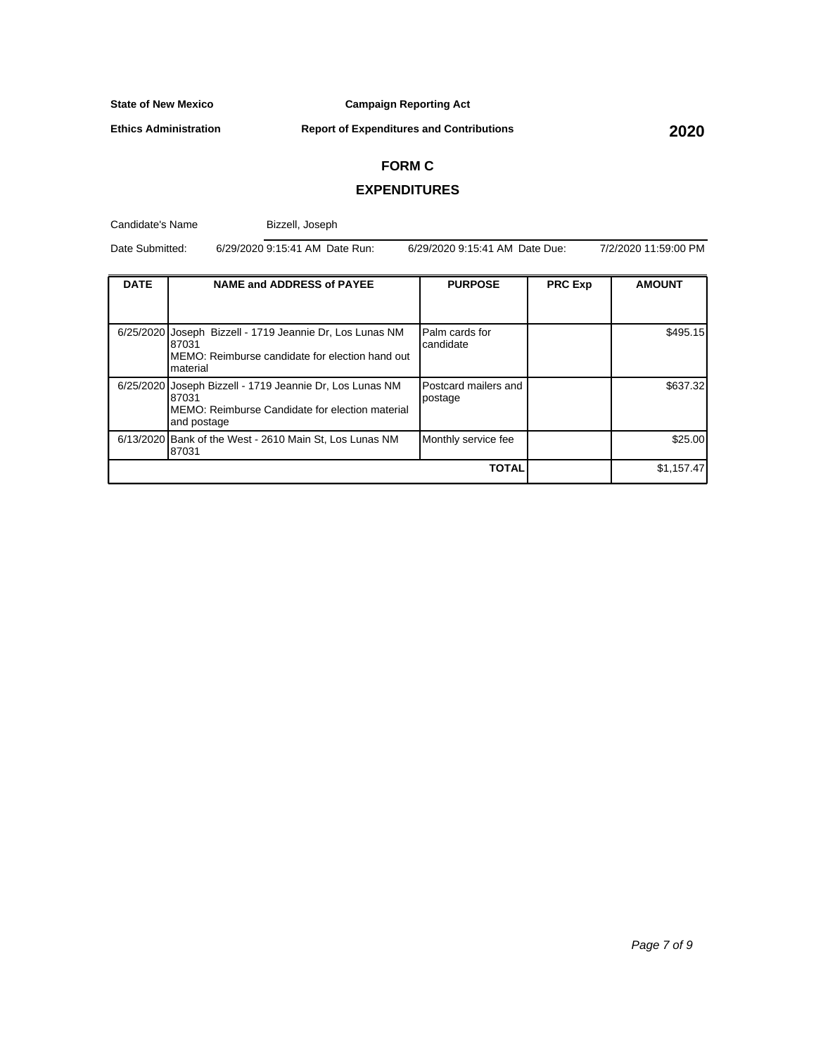**State of New Mexico** **Campaign Reporting Act**

**Ethics Administration** **Report of Expenditures and Contributions** **2020**

## FORM C

## EXPENDITURES

Candidate's Name: Bizzell, Joseph

Date Submitted: 6/29/2020 9:15:41 AM Date Run: 6/29/2020 9:15:41 AM Date Due: 7/2/2020 11:59:00 PM

| DATE | NAME and ADDRESS of PAYEE | PURPOSE | PRC Exp | AMOUNT |
|---|---|---|---|---|
| 6/25/2020 | Joseph Bizzell - 1719 Jeannie Dr, Los Lunas NM 87031<br>MEMO: Reimburse candidate for election hand out material | Palm cards for candidate | | $495.15 |
| 6/25/2020 | Joseph Bizzell - 1719 Jeannie Dr, Los Lunas NM 87031<br>MEMO: Reimburse Candidate for election material and postage | Postcard mailers and postage | | $637.32 |
| 6/13/2020 | Bank of the West - 2610 Main St, Los Lunas NM 87031 | Monthly service fee | | $25.00 |
| | | **TOTAL** | | $1,157.47 |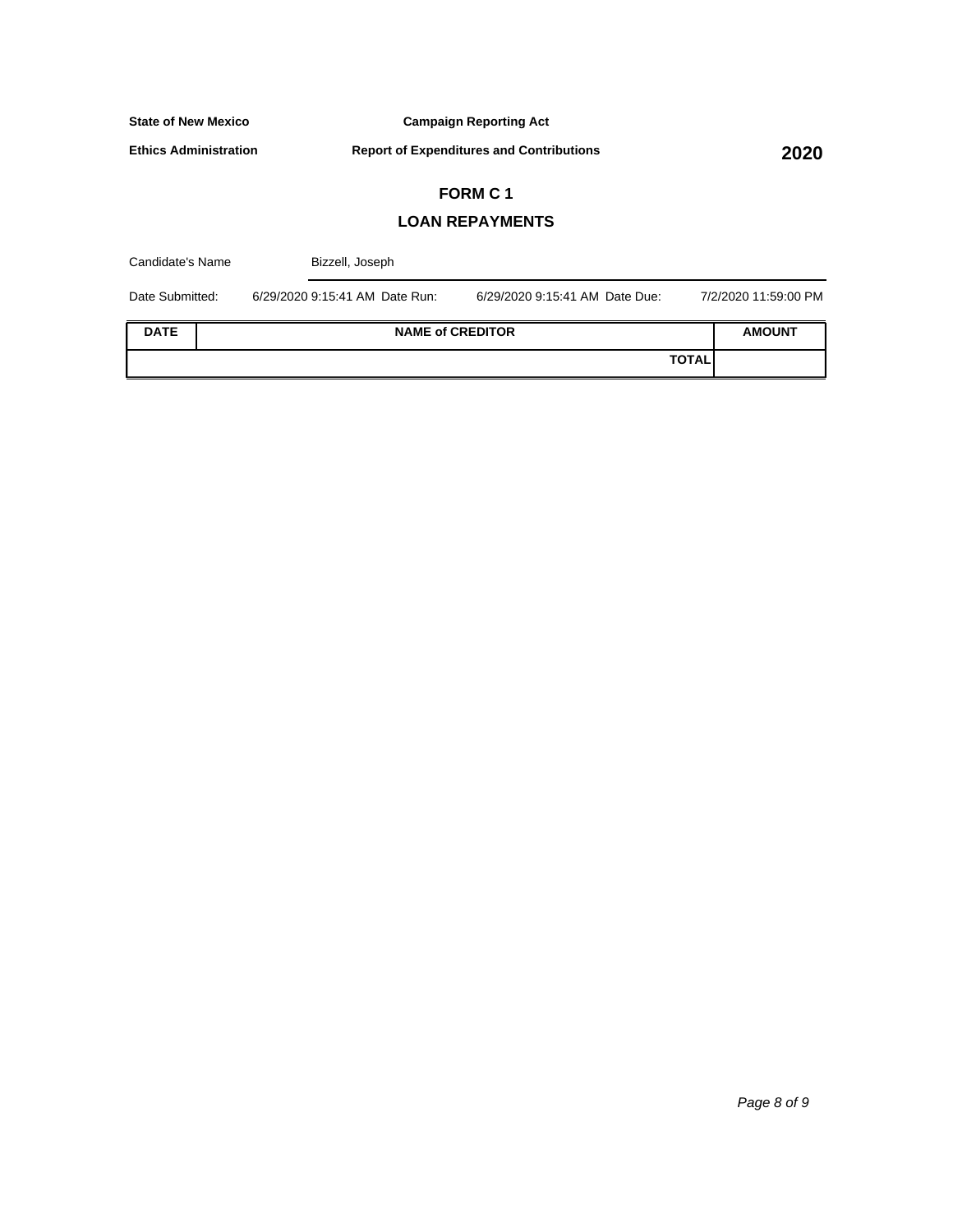**State of New Mexico** **Campaign Reporting Act**

**Ethics Administration** **Report of Expenditures and Contributions** **2020**

## FORM C 1

## LOAN REPAYMENTS

Candidate's Name Bizzell, Joseph

Date Submitted: 6/29/2020 9:15:41 AM Date Run: 6/29/2020 9:15:41 AM Date Due: 7/2/2020 11:59:00 PM

| DATE | NAME of CREDITOR | AMOUNT |
|---|---|---|
| | **TOTAL** | |